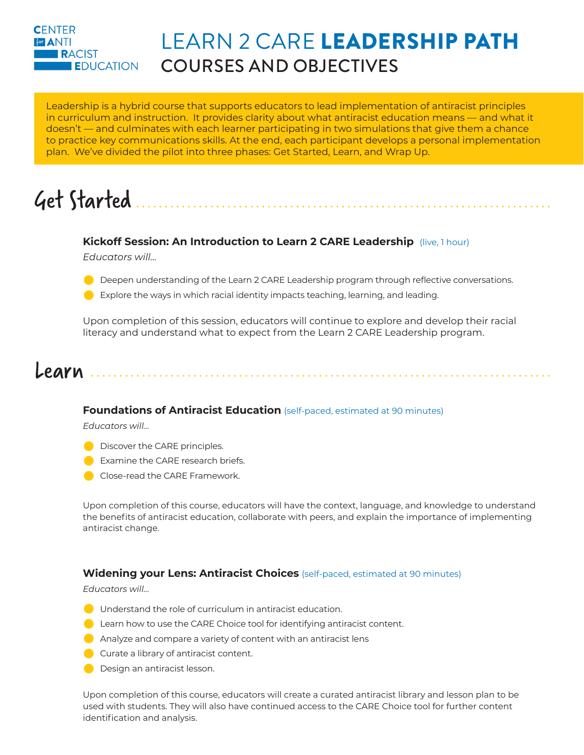CENTER for ANTI RACIST EDUCATION

# LEARN 2 CARE **LEADERSHIP PATH**

## COURSES AND OBJECTIVES

Leadership is a hybrid course that supports educators to lead implementation of antiracist principles in curriculum and instruction. It provides clarity about what antiracist education means — and what it doesn't — and culminates with each learner participating in two simulations that give them a chance to practice key communications skills. At the end, each participant develops a personal implementation plan. We've divided the pilot into three phases: Get Started, Learn, and Wrap Up.

## Get Started

### Kickoff Session: An Introduction to Learn 2 CARE Leadership (live, 1 hour)

*Educators will...*

- Deepen understanding of the Learn 2 CARE Leadership program through reflective conversations.
- Explore the ways in which racial identity impacts teaching, learning, and leading.

Upon completion of this session, educators will continue to explore and develop their racial literacy and understand what to expect from the Learn 2 CARE Leadership program.

## Learn

### Foundations of Antiracist Education (self-paced, estimated at 90 minutes)

*Educators will...*

- Discover the CARE principles.
- Examine the CARE research briefs.
- Close-read the CARE Framework.

Upon completion of this course, educators will have the context, language, and knowledge to understand the benefits of antiracist education, collaborate with peers, and explain the importance of implementing antiracist change.

### Widening your Lens: Antiracist Choices (self-paced, estimated at 90 minutes)

*Educators will...*

- Understand the role of curriculum in antiracist education.
- Learn how to use the CARE Choice tool for identifying antiracist content.
- Analyze and compare a variety of content with an antiracist lens
- Curate a library of antiracist content.
- Design an antiracist lesson.

Upon completion of this course, educators will create a curated antiracist library and lesson plan to be used with students. They will also have continued access to the CARE Choice tool for further content identification and analysis.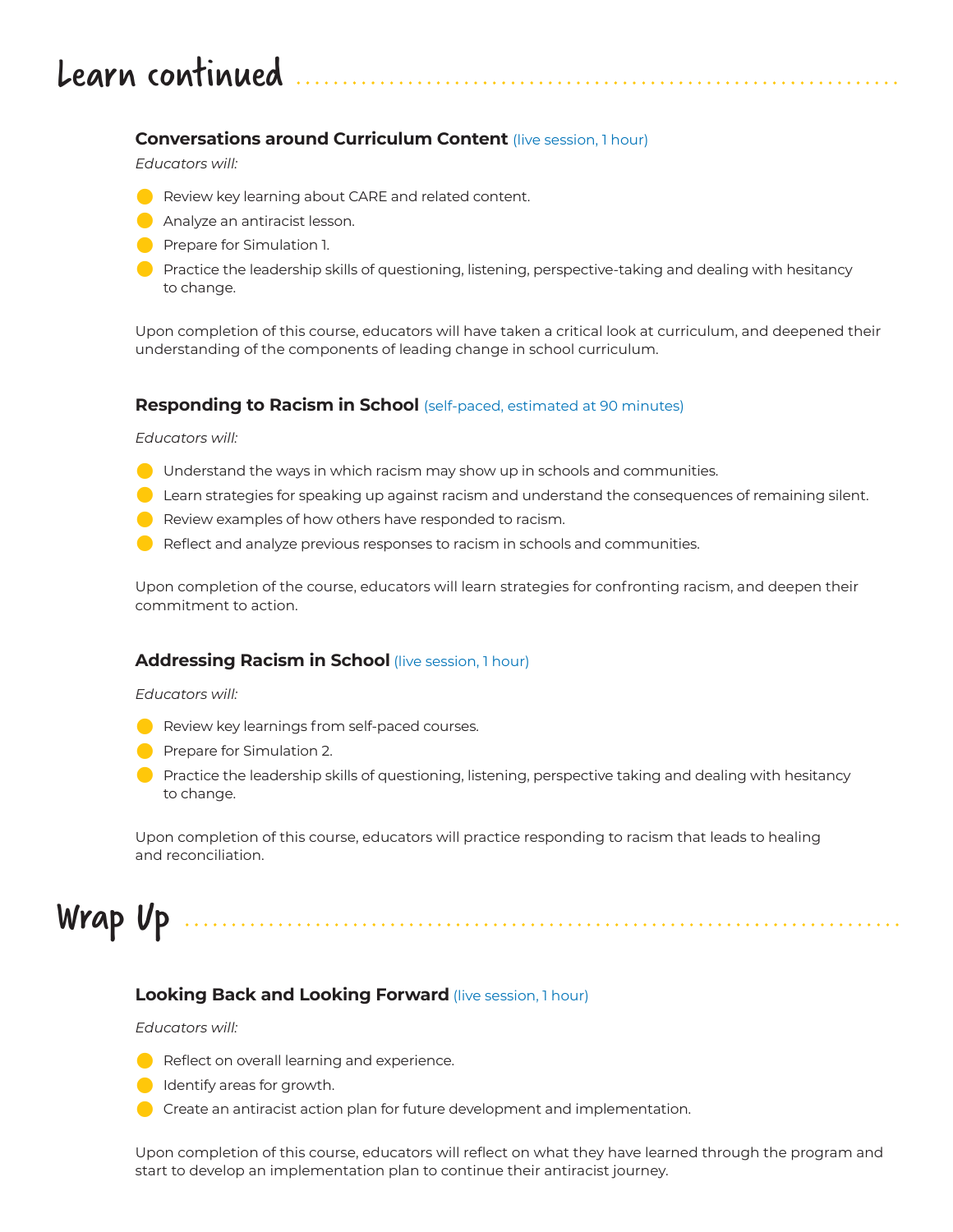# Learn continued

### Conversations around Curriculum Content (live session, 1 hour)

*Educators will:*

- Review key learning about CARE and related content.
- Analyze an antiracist lesson.
- Prepare for Simulation 1.
- Practice the leadership skills of questioning, listening, perspective-taking and dealing with hesitancy to change.

Upon completion of this course, educators will have taken a critical look at curriculum, and deepened their understanding of the components of leading change in school curriculum.

### Responding to Racism in School (self-paced, estimated at 90 minutes)

*Educators will:*

- Understand the ways in which racism may show up in schools and communities.
- Learn strategies for speaking up against racism and understand the consequences of remaining silent.
- Review examples of how others have responded to racism.
- Reflect and analyze previous responses to racism in schools and communities.

Upon completion of the course, educators will learn strategies for confronting racism, and deepen their commitment to action.

### Addressing Racism in School (live session, 1 hour)

*Educators will:*

- Review key learnings from self-paced courses.
- Prepare for Simulation 2.
- Practice the leadership skills of questioning, listening, perspective taking and dealing with hesitancy to change.

Upon completion of this course, educators will practice responding to racism that leads to healing and reconciliation.

# Wrap Up

### Looking Back and Looking Forward (live session, 1 hour)

*Educators will:*

- Reflect on overall learning and experience.
- Identify areas for growth.
- Create an antiracist action plan for future development and implementation.

Upon completion of this course, educators will reflect on what they have learned through the program and start to develop an implementation plan to continue their antiracist journey.